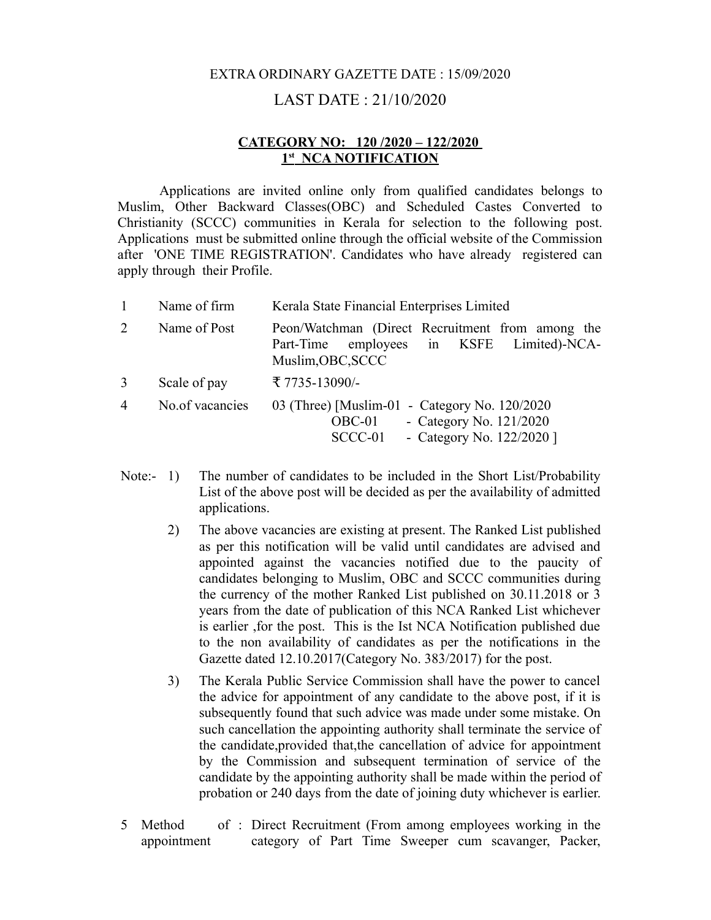EXTRA ORDINARY GAZETTE DATE : 15/09/2020

LAST DATE : 21/10/2020

**CATEGORY NO: 120 /2020 – 122/2020**
**1st NCA NOTIFICATION**

Applications are invited online only from qualified candidates belongs to Muslim, Other Backward Classes(OBC) and Scheduled Castes Converted to Christianity (SCCC) communities in Kerala for selection to the following post. Applications must be submitted online through the official website of the Commission after 'ONE TIME REGISTRATION'. Candidates who have already registered can apply through their Profile.

| | | |
|---|---|---|
| 1 | Name of firm | Kerala State Financial Enterprises Limited |
| 2 | Name of Post | Peon/Watchman (Direct Recruitment from among the Part-Time employees in KSFE Limited)-NCA-Muslim,OBC,SCCC |
| 3 | Scale of pay | ₹ 7735-13090/- |
| 4 | No.of vacancies | 03 (Three) [Muslim-01 - Category No. 120/2020<br>OBC-01 - Category No. 121/2020<br>SCCC-01 - Category No. 122/2020 ] |

Note:-
1) The number of candidates to be included in the Short List/Probability List of the above post will be decided as per the availability of admitted applications.

2) The above vacancies are existing at present. The Ranked List published as per this notification will be valid until candidates are advised and appointed against the vacancies notified due to the paucity of candidates belonging to Muslim, OBC and SCCC communities during the currency of the mother Ranked List published on 30.11.2018 or 3 years from the date of publication of this NCA Ranked List whichever is earlier ,for the post. This is the Ist NCA Notification published due to the non availability of candidates as per the notifications in the Gazette dated 12.10.2017(Category No. 383/2017) for the post.

3) The Kerala Public Service Commission shall have the power to cancel the advice for appointment of any candidate to the above post, if it is subsequently found that such advice was made under some mistake. On such cancellation the appointing authority shall terminate the service of the candidate,provided that,the cancellation of advice for appointment by the Commission and subsequent termination of service of the candidate by the appointing authority shall be made within the period of probation or 240 days from the date of joining duty whichever is earlier.

5 Method of appointment : Direct Recruitment (From among employees working in the category of Part Time Sweeper cum scavanger, Packer,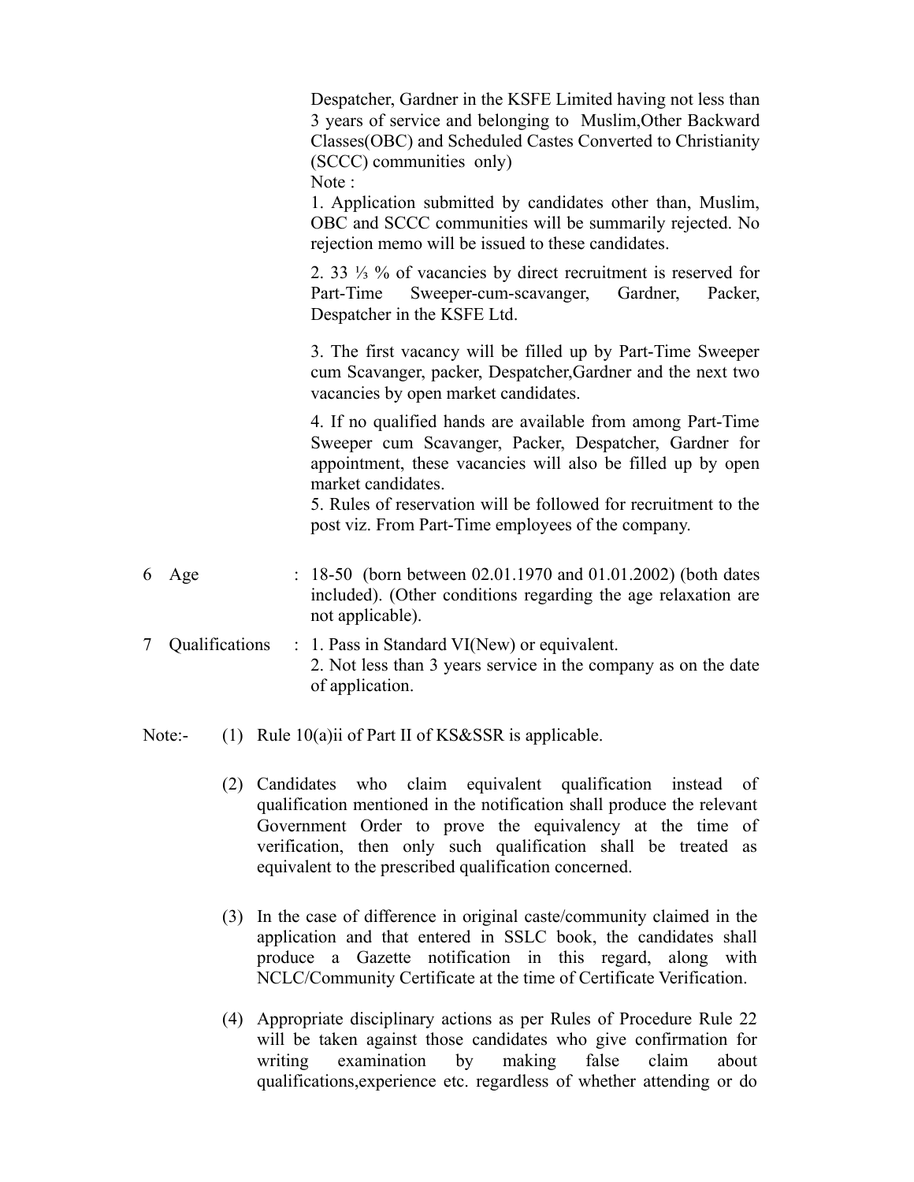Despatcher, Gardner in the KSFE Limited having not less than 3 years of service and belonging to Muslim,Other Backward Classes(OBC) and Scheduled Castes Converted to Christianity (SCCC) communities only)

Note :

1. Application submitted by candidates other than, Muslim, OBC and SCCC communities will be summarily rejected. No rejection memo will be issued to these candidates.

2. 33 ⅓ % of vacancies by direct recruitment is reserved for Part-Time Sweeper-cum-scavanger, Gardner, Packer, Despatcher in the KSFE Ltd.

3. The first vacancy will be filled up by Part-Time Sweeper cum Scavanger, packer, Despatcher,Gardner and the next two vacancies by open market candidates.

4. If no qualified hands are available from among Part-Time Sweeper cum Scavanger, Packer, Despatcher, Gardner for appointment, these vacancies will also be filled up by open market candidates.

5. Rules of reservation will be followed for recruitment to the post viz. From Part-Time employees of the company.

6 Age : 18-50 (born between 02.01.1970 and 01.01.2002) (both dates included). (Other conditions regarding the age relaxation are not applicable).

7 Qualifications : 1. Pass in Standard VI(New) or equivalent.
2. Not less than 3 years service in the company as on the date of application.

Note:-

(1) Rule 10(a)ii of Part II of KS&SSR is applicable.

(2) Candidates who claim equivalent qualification instead of qualification mentioned in the notification shall produce the relevant Government Order to prove the equivalency at the time of verification, then only such qualification shall be treated as equivalent to the prescribed qualification concerned.

(3) In the case of difference in original caste/community claimed in the application and that entered in SSLC book, the candidates shall produce a Gazette notification in this regard, along with NCLC/Community Certificate at the time of Certificate Verification.

(4) Appropriate disciplinary actions as per Rules of Procedure Rule 22 will be taken against those candidates who give confirmation for writing examination by making false claim about qualifications,experience etc. regardless of whether attending or do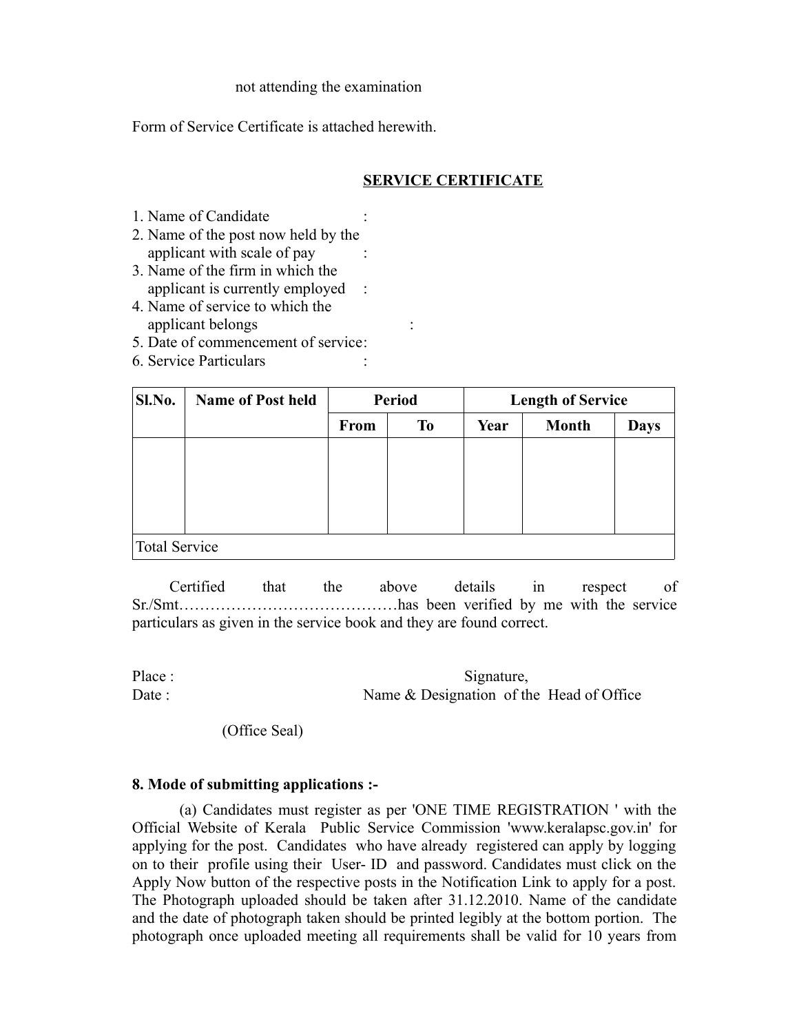not attending the examination

Form of Service Certificate is attached herewith.

## SERVICE CERTIFICATE

1. Name of Candidate :
2. Name of the post now held by the applicant with scale of pay :
3. Name of the firm in which the applicant is currently employed :
4. Name of service to which the applicant belongs :
5. Date of commencement of service:
6. Service Particulars :

| Sl.No. | Name of Post held | Period | | Length of Service | | |
|---|---|---|---|---|---|---|
| | | From | To | Year | Month | Days |
| | | | | | | |
| Total Service | | | | | | |

Certified that the above details in respect of Sr./Smt……………………………………has been verified by me with the service particulars as given in the service book and they are found correct.

Place : Signature,
Date : Name & Designation of the Head of Office

(Office Seal)

**8. Mode of submitting applications :-**

(a) Candidates must register as per 'ONE TIME REGISTRATION ' with the Official Website of Kerala Public Service Commission 'www.keralapsc.gov.in' for applying for the post. Candidates who have already registered can apply by logging on to their profile using their User- ID and password. Candidates must click on the Apply Now button of the respective posts in the Notification Link to apply for a post. The Photograph uploaded should be taken after 31.12.2010. Name of the candidate and the date of photograph taken should be printed legibly at the bottom portion. The photograph once uploaded meeting all requirements shall be valid for 10 years from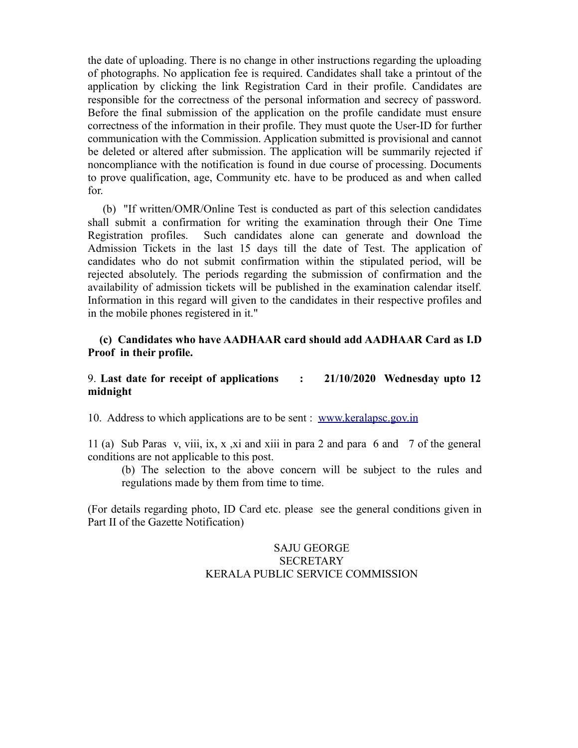the date of uploading. There is no change in other instructions regarding the uploading of photographs. No application fee is required. Candidates shall take a printout of the application by clicking the link Registration Card in their profile. Candidates are responsible for the correctness of the personal information and secrecy of password. Before the final submission of the application on the profile candidate must ensure correctness of the information in their profile. They must quote the User-ID for further communication with the Commission. Application submitted is provisional and cannot be deleted or altered after submission. The application will be summarily rejected if noncompliance with the notification is found in due course of processing. Documents to prove qualification, age, Community etc. have to be produced as and when called for.

(b) "If written/OMR/Online Test is conducted as part of this selection candidates shall submit a confirmation for writing the examination through their One Time Registration profiles. Such candidates alone can generate and download the Admission Tickets in the last 15 days till the date of Test. The application of candidates who do not submit confirmation within the stipulated period, will be rejected absolutely. The periods regarding the submission of confirmation and the availability of admission tickets will be published in the examination calendar itself. Information in this regard will given to the candidates in their respective profiles and in the mobile phones registered in it."

**(c) Candidates who have AADHAAR card should add AADHAAR Card as I.D Proof in their profile.**

9. **Last date for receipt of applications : 21/10/2020 Wednesday upto 12 midnight**

10. Address to which applications are to be sent : [www.keralapsc.gov.in](http://www.keralapsc.gov.in)

11 (a) Sub Paras v, viii, ix, x ,xi and xiii in para 2 and para 6 and 7 of the general conditions are not applicable to this post.

(b) The selection to the above concern will be subject to the rules and regulations made by them from time to time.

(For details regarding photo, ID Card etc. please see the general conditions given in Part II of the Gazette Notification)

SAJU GEORGE
SECRETARY
KERALA PUBLIC SERVICE COMMISSION